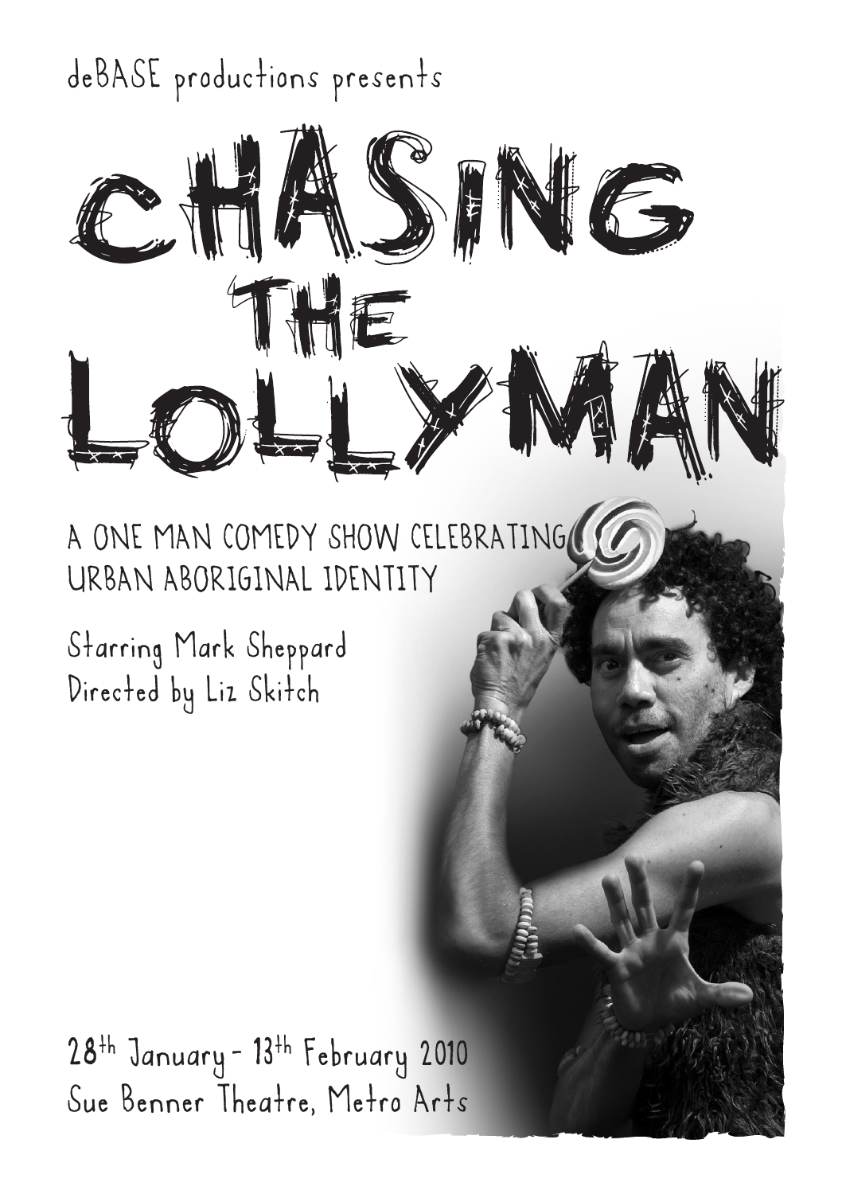deBASE productions presents

# CHASING THE LOLLYMAN

A ONE MAN COMEDY SHOW CELEBRATING URBAN ABORIGINAL IDENTITY

Starring Mark Sheppard
Directed by Liz Skitch

28th January - 13th February 2010
Sue Benner Theatre, Metro Arts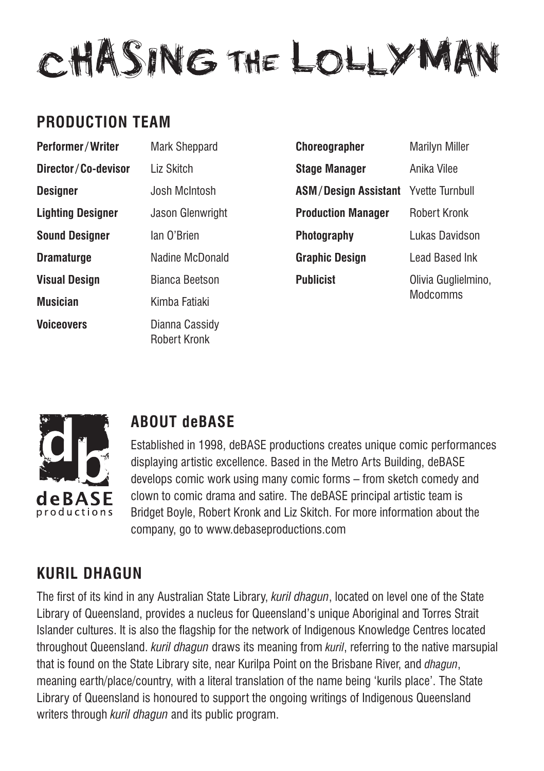# CHASING THE LOLLYMAN

## PRODUCTION TEAM

| | |
|---|---|
| **Performer/Writer** | Mark Sheppard |
| **Director/Co-devisor** | Liz Skitch |
| **Designer** | Josh McIntosh |
| **Lighting Designer** | Jason Glenwright |
| **Sound Designer** | Ian O'Brien |
| **Dramaturge** | Nadine McDonald |
| **Visual Design** | Bianca Beetson |
| **Musician** | Kimba Fatiaki |
| **Voiceovers** | Dianna Cassidy<br>Robert Kronk |
| **Choreographer** | Marilyn Miller |
| **Stage Manager** | Anika Vilee |
| **ASM/Design Assistant** | Yvette Turnbull |
| **Production Manager** | Robert Kronk |
| **Photography** | Lukas Davidson |
| **Graphic Design** | Lead Based Ink |
| **Publicist** | Olivia Guglielmino, Modcomms |

## ABOUT deBASE

Established in 1998, deBASE productions creates unique comic performances displaying artistic excellence. Based in the Metro Arts Building, deBASE develops comic work using many comic forms – from sketch comedy and clown to comic drama and satire. The deBASE principal artistic team is Bridget Boyle, Robert Kronk and Liz Skitch. For more information about the company, go to www.debaseproductions.com

## KURIL DHAGUN

The first of its kind in any Australian State Library, *kuril dhagun*, located on level one of the State Library of Queensland, provides a nucleus for Queensland's unique Aboriginal and Torres Strait Islander cultures. It is also the flagship for the network of Indigenous Knowledge Centres located throughout Queensland. *kuril dhagun* draws its meaning from *kuril*, referring to the native marsupial that is found on the State Library site, near Kurilpa Point on the Brisbane River, and *dhagun*, meaning earth/place/country, with a literal translation of the name being 'kurils place'. The State Library of Queensland is honoured to support the ongoing writings of Indigenous Queensland writers through *kuril dhagun* and its public program.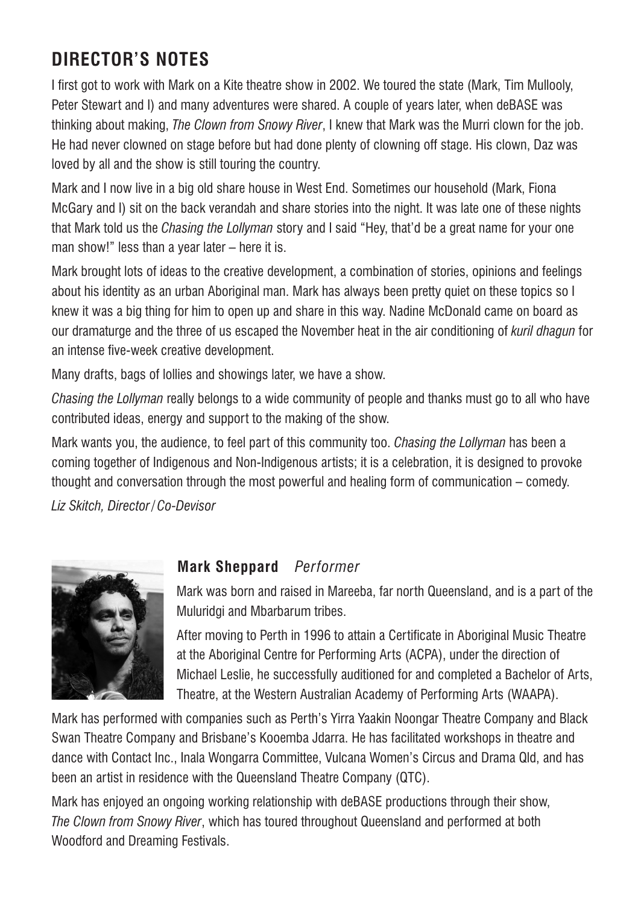## DIRECTOR'S NOTES

I first got to work with Mark on a Kite theatre show in 2002. We toured the state (Mark, Tim Mullooly, Peter Stewart and I) and many adventures were shared. A couple of years later, when deBASE was thinking about making, *The Clown from Snowy River*, I knew that Mark was the Murri clown for the job. He had never clowned on stage before but had done plenty of clowning off stage. His clown, Daz was loved by all and the show is still touring the country.

Mark and I now live in a big old share house in West End. Sometimes our household (Mark, Fiona McGary and I) sit on the back verandah and share stories into the night. It was late one of these nights that Mark told us the *Chasing the Lollyman* story and I said "Hey, that'd be a great name for your one man show!" less than a year later – here it is.

Mark brought lots of ideas to the creative development, a combination of stories, opinions and feelings about his identity as an urban Aboriginal man. Mark has always been pretty quiet on these topics so I knew it was a big thing for him to open up and share in this way. Nadine McDonald came on board as our dramaturge and the three of us escaped the November heat in the air conditioning of *kuril dhagun* for an intense five-week creative development.

Many drafts, bags of lollies and showings later, we have a show.

*Chasing the Lollyman* really belongs to a wide community of people and thanks must go to all who have contributed ideas, energy and support to the making of the show.

Mark wants you, the audience, to feel part of this community too. *Chasing the Lollyman* has been a coming together of Indigenous and Non-Indigenous artists; it is a celebration, it is designed to provoke thought and conversation through the most powerful and healing form of communication – comedy.

*Liz Skitch, Director / Co-Devisor*

### **Mark Sheppard** *Performer*

Mark was born and raised in Mareeba, far north Queensland, and is a part of the Muluridgi and Mbarbarum tribes.

After moving to Perth in 1996 to attain a Certificate in Aboriginal Music Theatre at the Aboriginal Centre for Performing Arts (ACPA), under the direction of Michael Leslie, he successfully auditioned for and completed a Bachelor of Arts, Theatre, at the Western Australian Academy of Performing Arts (WAAPA).

Mark has performed with companies such as Perth's Yirra Yaakin Noongar Theatre Company and Black Swan Theatre Company and Brisbane's Kooemba Jdarra. He has facilitated workshops in theatre and dance with Contact Inc., Inala Wongarra Committee, Vulcana Women's Circus and Drama Qld, and has been an artist in residence with the Queensland Theatre Company (QTC).

Mark has enjoyed an ongoing working relationship with deBASE productions through their show, *The Clown from Snowy River*, which has toured throughout Queensland and performed at both Woodford and Dreaming Festivals.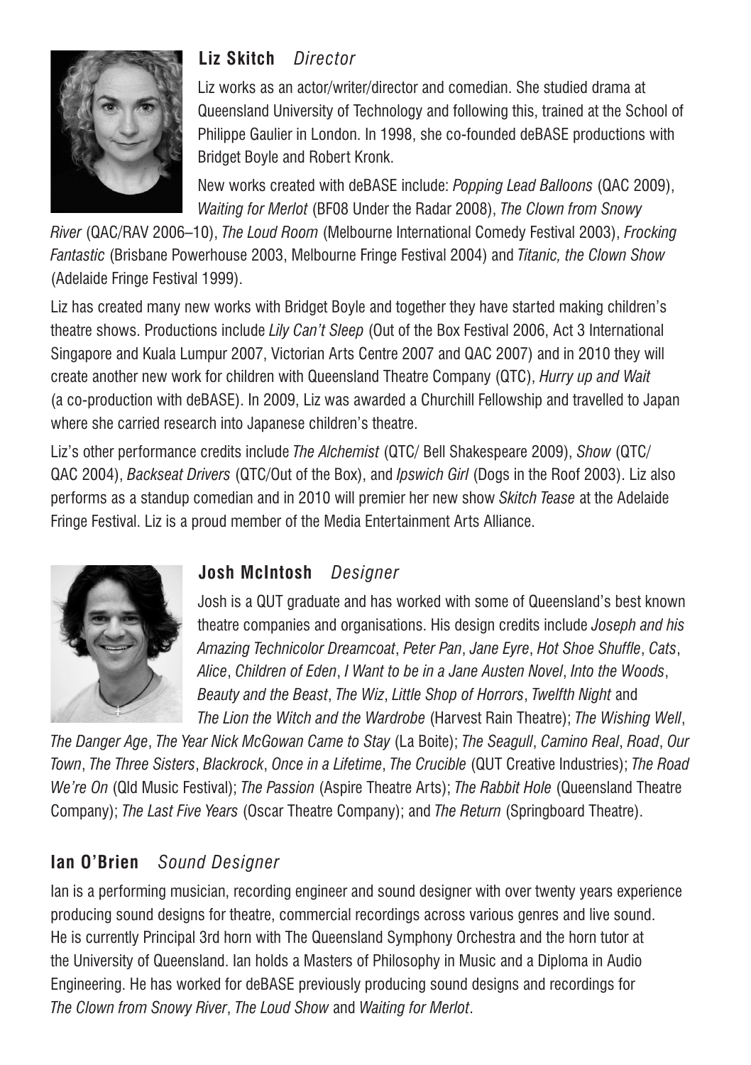### **Liz Skitch** *Director*

Liz works as an actor/writer/director and comedian. She studied drama at Queensland University of Technology and following this, trained at the School of Philippe Gaulier in London. In 1998, she co-founded deBASE productions with Bridget Boyle and Robert Kronk.

New works created with deBASE include: *Popping Lead Balloons* (QAC 2009), *Waiting for Merlot* (BF08 Under the Radar 2008), *The Clown from Snowy River* (QAC/RAV 2006–10), *The Loud Room* (Melbourne International Comedy Festival 2003), *Frocking Fantastic* (Brisbane Powerhouse 2003, Melbourne Fringe Festival 2004) and *Titanic, the Clown Show* (Adelaide Fringe Festival 1999).

Liz has created many new works with Bridget Boyle and together they have started making children's theatre shows. Productions include *Lily Can't Sleep* (Out of the Box Festival 2006, Act 3 International Singapore and Kuala Lumpur 2007, Victorian Arts Centre 2007 and QAC 2007) and in 2010 they will create another new work for children with Queensland Theatre Company (QTC), *Hurry up and Wait* (a co-production with deBASE). In 2009, Liz was awarded a Churchill Fellowship and travelled to Japan where she carried research into Japanese children's theatre.

Liz's other performance credits include *The Alchemist* (QTC/ Bell Shakespeare 2009), *Show* (QTC/ QAC 2004), *Backseat Drivers* (QTC/Out of the Box), and *Ipswich Girl* (Dogs in the Roof 2003). Liz also performs as a standup comedian and in 2010 will premier her new show *Skitch Tease* at the Adelaide Fringe Festival. Liz is a proud member of the Media Entertainment Arts Alliance.

### **Josh McIntosh** *Designer*

Josh is a QUT graduate and has worked with some of Queensland's best known theatre companies and organisations. His design credits include *Joseph and his Amazing Technicolor Dreamcoat*, *Peter Pan*, *Jane Eyre*, *Hot Shoe Shuffle*, *Cats*, *Alice*, *Children of Eden*, *I Want to be in a Jane Austen Novel*, *Into the Woods*, *Beauty and the Beast*, *The Wiz*, *Little Shop of Horrors*, *Twelfth Night* and *The Lion the Witch and the Wardrobe* (Harvest Rain Theatre); *The Wishing Well*, *The Danger Age*, *The Year Nick McGowan Came to Stay* (La Boite); *The Seagull*, *Camino Real*, *Road*, *Our Town*, *The Three Sisters*, *Blackrock*, *Once in a Lifetime*, *The Crucible* (QUT Creative Industries); *The Road We're On* (Qld Music Festival); *The Passion* (Aspire Theatre Arts); *The Rabbit Hole* (Queensland Theatre Company); *The Last Five Years* (Oscar Theatre Company); and *The Return* (Springboard Theatre).

### **Ian O'Brien** *Sound Designer*

Ian is a performing musician, recording engineer and sound designer with over twenty years experience producing sound designs for theatre, commercial recordings across various genres and live sound. He is currently Principal 3rd horn with The Queensland Symphony Orchestra and the horn tutor at the University of Queensland. Ian holds a Masters of Philosophy in Music and a Diploma in Audio Engineering. He has worked for deBASE previously producing sound designs and recordings for *The Clown from Snowy River*, *The Loud Show* and *Waiting for Merlot*.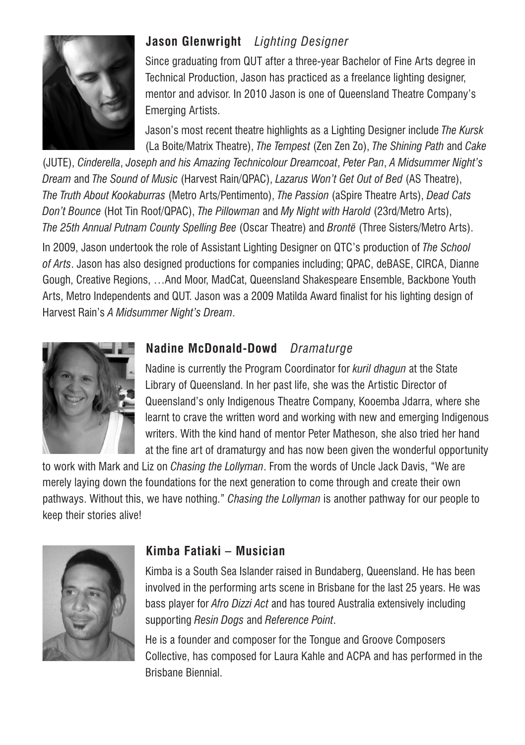### **Jason Glenwright** *Lighting Designer*

Since graduating from QUT after a three-year Bachelor of Fine Arts degree in Technical Production, Jason has practiced as a freelance lighting designer, mentor and advisor. In 2010 Jason is one of Queensland Theatre Company's Emerging Artists.

Jason's most recent theatre highlights as a Lighting Designer include *The Kursk* (La Boite/Matrix Theatre), *The Tempest* (Zen Zen Zo), *The Shining Path* and *Cake* (JUTE), *Cinderella*, *Joseph and his Amazing Technicolour Dreamcoat*, *Peter Pan*, *A Midsummer Night's Dream* and *The Sound of Music* (Harvest Rain/QPAC), *Lazarus Won't Get Out of Bed* (AS Theatre), *The Truth About Kookaburras* (Metro Arts/Pentimento), *The Passion* (aSpire Theatre Arts), *Dead Cats Don't Bounce* (Hot Tin Roof/QPAC), *The Pillowman* and *My Night with Harold* (23rd/Metro Arts), *The 25th Annual Putnam County Spelling Bee* (Oscar Theatre) and *Brontë* (Three Sisters/Metro Arts).

In 2009, Jason undertook the role of Assistant Lighting Designer on QTC's production of *The School of Arts*. Jason has also designed productions for companies including; QPAC, deBASE, CIRCA, Dianne Gough, Creative Regions, …And Moor, MadCat, Queensland Shakespeare Ensemble, Backbone Youth Arts, Metro Independents and QUT. Jason was a 2009 Matilda Award finalist for his lighting design of Harvest Rain's *A Midsummer Night's Dream*.

### **Nadine McDonald-Dowd** *Dramaturge*

Nadine is currently the Program Coordinator for *kuril dhagun* at the State Library of Queensland. In her past life, she was the Artistic Director of Queensland's only Indigenous Theatre Company, Kooemba Jdarra, where she learnt to crave the written word and working with new and emerging Indigenous writers. With the kind hand of mentor Peter Matheson, she also tried her hand at the fine art of dramaturgy and has now been given the wonderful opportunity to work with Mark and Liz on *Chasing the Lollyman*. From the words of Uncle Jack Davis, "We are merely laying down the foundations for the next generation to come through and create their own pathways. Without this, we have nothing." *Chasing the Lollyman* is another pathway for our people to keep their stories alive!

### **Kimba Fatiaki – Musician**

Kimba is a South Sea Islander raised in Bundaberg, Queensland. He has been involved in the performing arts scene in Brisbane for the last 25 years. He was bass player for *Afro Dizzi Act* and has toured Australia extensively including supporting *Resin Dogs* and *Reference Point*.

He is a founder and composer for the Tongue and Groove Composers Collective, has composed for Laura Kahle and ACPA and has performed in the Brisbane Biennial.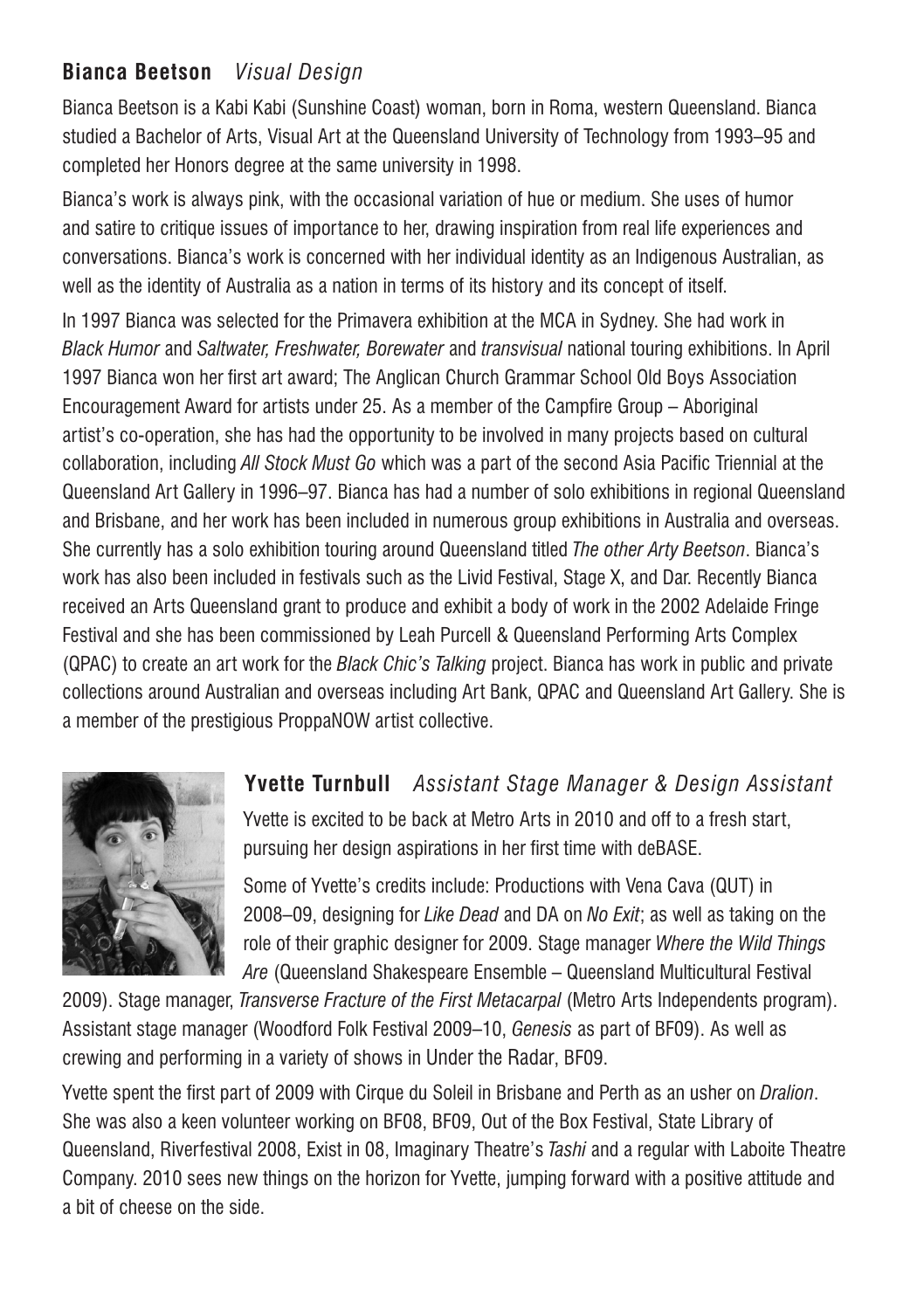### **Bianca Beetson** *Visual Design*

Bianca Beetson is a Kabi Kabi (Sunshine Coast) woman, born in Roma, western Queensland. Bianca studied a Bachelor of Arts, Visual Art at the Queensland University of Technology from 1993–95 and completed her Honors degree at the same university in 1998.

Bianca's work is always pink, with the occasional variation of hue or medium. She uses of humor and satire to critique issues of importance to her, drawing inspiration from real life experiences and conversations. Bianca's work is concerned with her individual identity as an Indigenous Australian, as well as the identity of Australia as a nation in terms of its history and its concept of itself.

In 1997 Bianca was selected for the Primavera exhibition at the MCA in Sydney. She had work in *Black Humor* and *Saltwater, Freshwater, Borewater* and *transvisual* national touring exhibitions. In April 1997 Bianca won her first art award; The Anglican Church Grammar School Old Boys Association Encouragement Award for artists under 25. As a member of the Campfire Group – Aboriginal artist's co-operation, she has had the opportunity to be involved in many projects based on cultural collaboration, including *All Stock Must Go* which was a part of the second Asia Pacific Triennial at the Queensland Art Gallery in 1996–97. Bianca has had a number of solo exhibitions in regional Queensland and Brisbane, and her work has been included in numerous group exhibitions in Australia and overseas. She currently has a solo exhibition touring around Queensland titled *The other Arty Beetson*. Bianca's work has also been included in festivals such as the Livid Festival, Stage X, and Dar. Recently Bianca received an Arts Queensland grant to produce and exhibit a body of work in the 2002 Adelaide Fringe Festival and she has been commissioned by Leah Purcell & Queensland Performing Arts Complex (QPAC) to create an art work for the *Black Chic's Talking* project. Bianca has work in public and private collections around Australian and overseas including Art Bank, QPAC and Queensland Art Gallery. She is a member of the prestigious ProppaNOW artist collective.

### **Yvette Turnbull** *Assistant Stage Manager & Design Assistant*

Yvette is excited to be back at Metro Arts in 2010 and off to a fresh start, pursuing her design aspirations in her first time with deBASE.

Some of Yvette's credits include: Productions with Vena Cava (QUT) in 2008–09, designing for *Like Dead* and DA on *No Exit*; as well as taking on the role of their graphic designer for 2009. Stage manager *Where the Wild Things Are* (Queensland Shakespeare Ensemble – Queensland Multicultural Festival 2009). Stage manager, *Transverse Fracture of the First Metacarpal* (Metro Arts Independents program). Assistant stage manager (Woodford Folk Festival 2009–10, *Genesis* as part of BF09). As well as crewing and performing in a variety of shows in Under the Radar, BF09.

Yvette spent the first part of 2009 with Cirque du Soleil in Brisbane and Perth as an usher on *Dralion*. She was also a keen volunteer working on BF08, BF09, Out of the Box Festival, State Library of Queensland, Riverfestival 2008, Exist in 08, Imaginary Theatre's *Tashi* and a regular with Laboite Theatre Company. 2010 sees new things on the horizon for Yvette, jumping forward with a positive attitude and a bit of cheese on the side.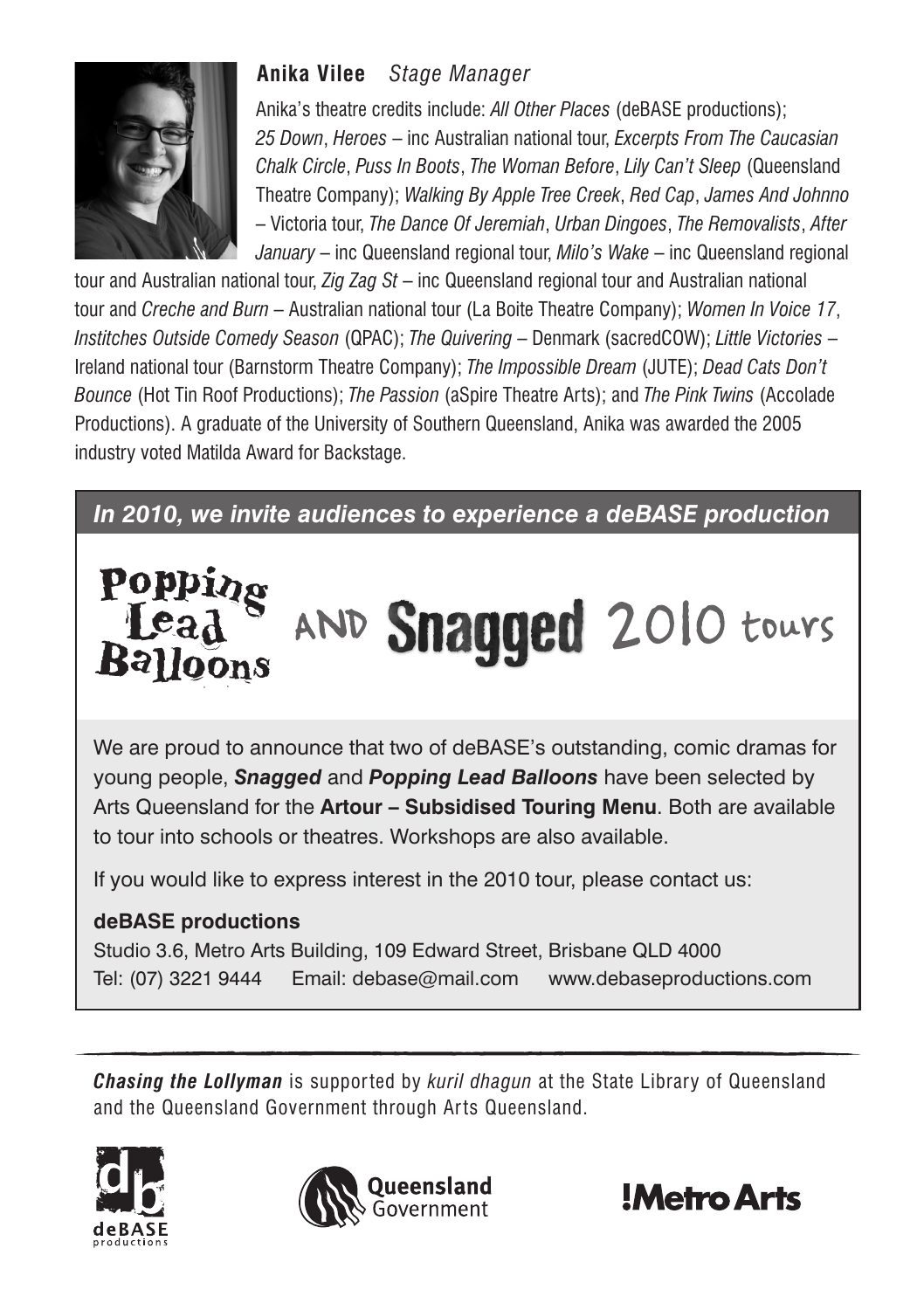**Anika Vilee** *Stage Manager*

Anika's theatre credits include: *All Other Places* (deBASE productions); *25 Down*, *Heroes* – inc Australian national tour, *Excerpts From The Caucasian Chalk Circle*, *Puss In Boots*, *The Woman Before*, *Lily Can't Sleep* (Queensland Theatre Company); *Walking By Apple Tree Creek*, *Red Cap*, *James And Johnno* – Victoria tour, *The Dance Of Jeremiah*, *Urban Dingoes*, *The Removalists*, *After January* – inc Queensland regional tour, *Milo's Wake* – inc Queensland regional tour and Australian national tour, *Zig Zag St* – inc Queensland regional tour and Australian national tour and *Creche and Burn* – Australian national tour (La Boite Theatre Company); *Women In Voice 17*, *Institches Outside Comedy Season* (QPAC); *The Quivering* – Denmark (sacredCOW); *Little Victories* – Ireland national tour (Barnstorm Theatre Company); *The Impossible Dream* (JUTE); *Dead Cats Don't Bounce* (Hot Tin Roof Productions); *The Passion* (aSpire Theatre Arts); and *The Pink Twins* (Accolade Productions). A graduate of the University of Southern Queensland, Anika was awarded the 2005 industry voted Matilda Award for Backstage.

## *In 2010, we invite audiences to experience a deBASE production*

# Popping Lead Balloons AND Snagged 2010 tours

We are proud to announce that two of deBASE's outstanding, comic dramas for young people, ***Snagged*** and ***Popping Lead Balloons*** have been selected by Arts Queensland for the **Artour – Subsidised Touring Menu**. Both are available to tour into schools or theatres. Workshops are also available.

If you would like to express interest in the 2010 tour, please contact us:

**deBASE productions**
Studio 3.6, Metro Arts Building, 109 Edward Street, Brisbane QLD 4000
Tel: (07) 3221 9444 Email: debase@mail.com www.debaseproductions.com

***Chasing the Lollyman*** is supported by *kuril dhagun* at the State Library of Queensland and the Queensland Government through Arts Queensland.

deBASE productions | Queensland Government | !Metro Arts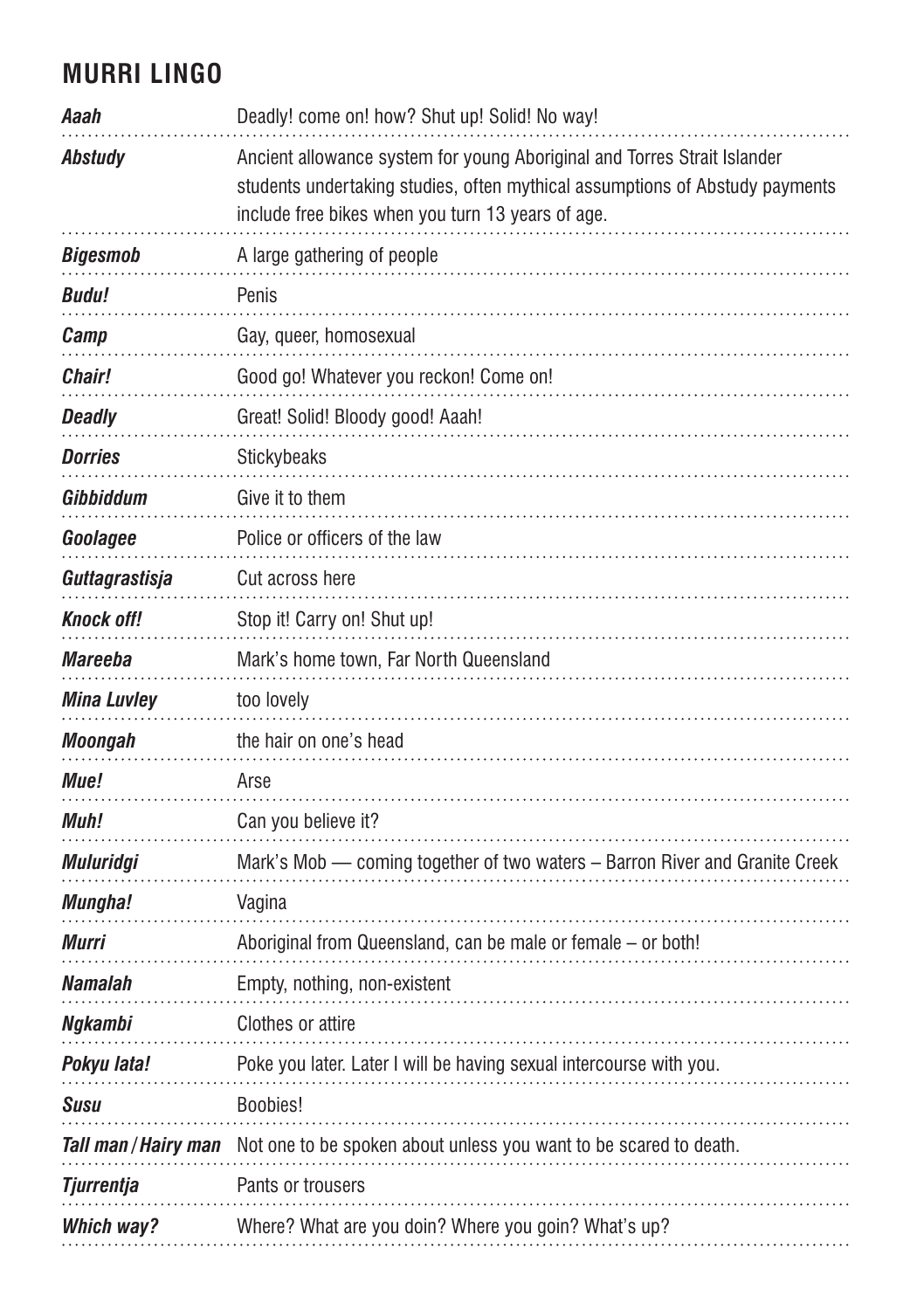## MURRI LINGO

| | |
|---|---|
| ***Aaah*** | Deadly! come on! how? Shut up! Solid! No way! |
| ***Abstudy*** | Ancient allowance system for young Aboriginal and Torres Strait Islander students undertaking studies, often mythical assumptions of Abstudy payments include free bikes when you turn 13 years of age. |
| ***Bigesmob*** | A large gathering of people |
| ***Budu!*** | Penis |
| ***Camp*** | Gay, queer, homosexual |
| ***Chair!*** | Good go! Whatever you reckon! Come on! |
| ***Deadly*** | Great! Solid! Bloody good! Aaah! |
| ***Dorries*** | Stickybeaks |
| ***Gibbiddum*** | Give it to them |
| ***Goolagee*** | Police or officers of the law |
| ***Guttagrastisja*** | Cut across here |
| ***Knock off!*** | Stop it! Carry on! Shut up! |
| ***Mareeba*** | Mark's home town, Far North Queensland |
| ***Mina Luvley*** | too lovely |
| ***Moongah*** | the hair on one's head |
| ***Mue!*** | Arse |
| ***Muh!*** | Can you believe it? |
| ***Muluridgi*** | Mark's Mob — coming together of two waters – Barron River and Granite Creek |
| ***Mungha!*** | Vagina |
| ***Murri*** | Aboriginal from Queensland, can be male or female – or both! |
| ***Namalah*** | Empty, nothing, non-existent |
| ***Ngkambi*** | Clothes or attire |
| ***Pokyu lata!*** | Poke you later. Later I will be having sexual intercourse with you. |
| ***Susu*** | Boobies! |
| ***Tall man / Hairy man*** | Not one to be spoken about unless you want to be scared to death. |
| ***Tjurrentja*** | Pants or trousers |
| ***Which way?*** | Where? What are you doin? Where you goin? What's up? |